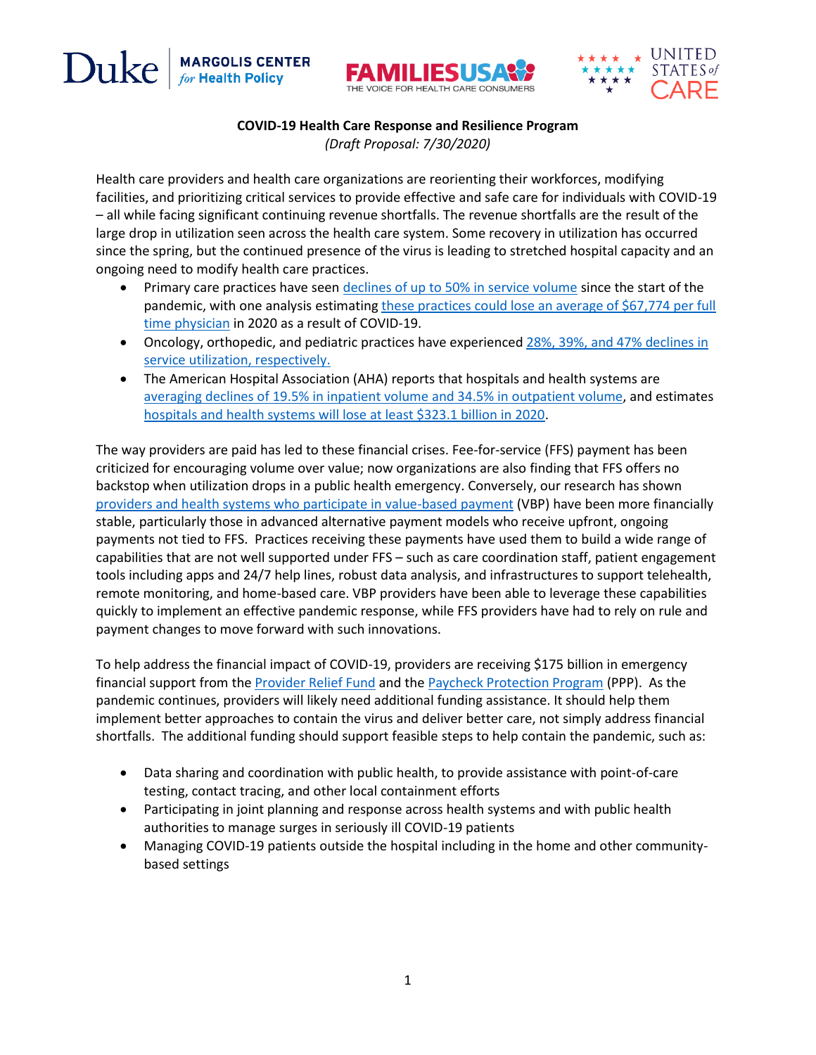Duke | MARGOLIS CENTER for Health Policy

FAMILIESUSA THE VOICE FOR HEALTH CARE CONSUMERS

UNITED STATES of CARE

**COVID-19 Health Care Response and Resilience Program**

*(Draft Proposal: 7/30/2020)*

Health care providers and health care organizations are reorienting their workforces, modifying facilities, and prioritizing critical services to provide effective and safe care for individuals with COVID-19 – all while facing significant continuing revenue shortfalls. The revenue shortfalls are the result of the large drop in utilization seen across the health care system. Some recovery in utilization has occurred since the spring, but the continued presence of the virus is leading to stretched hospital capacity and an ongoing need to modify health care practices.

- Primary care practices have seen declines of up to 50% in service volume since the start of the pandemic, with one analysis estimating these practices could lose an average of $67,774 per full time physician in 2020 as a result of COVID-19.
- Oncology, orthopedic, and pediatric practices have experienced 28%, 39%, and 47% declines in service utilization, respectively.
- The American Hospital Association (AHA) reports that hospitals and health systems are averaging declines of 19.5% in inpatient volume and 34.5% in outpatient volume, and estimates hospitals and health systems will lose at least $323.1 billion in 2020.

The way providers are paid has led to these financial crises. Fee-for-service (FFS) payment has been criticized for encouraging volume over value; now organizations are also finding that FFS offers no backstop when utilization drops in a public health emergency. Conversely, our research has shown providers and health systems who participate in value-based payment (VBP) have been more financially stable, particularly those in advanced alternative payment models who receive upfront, ongoing payments not tied to FFS. Practices receiving these payments have used them to build a wide range of capabilities that are not well supported under FFS – such as care coordination staff, patient engagement tools including apps and 24/7 help lines, robust data analysis, and infrastructures to support telehealth, remote monitoring, and home-based care. VBP providers have been able to leverage these capabilities quickly to implement an effective pandemic response, while FFS providers have had to rely on rule and payment changes to move forward with such innovations.

To help address the financial impact of COVID-19, providers are receiving $175 billion in emergency financial support from the Provider Relief Fund and the Paycheck Protection Program (PPP). As the pandemic continues, providers will likely need additional funding assistance. It should help them implement better approaches to contain the virus and deliver better care, not simply address financial shortfalls. The additional funding should support feasible steps to help contain the pandemic, such as:

- Data sharing and coordination with public health, to provide assistance with point-of-care testing, contact tracing, and other local containment efforts
- Participating in joint planning and response across health systems and with public health authorities to manage surges in seriously ill COVID-19 patients
- Managing COVID-19 patients outside the hospital including in the home and other community-based settings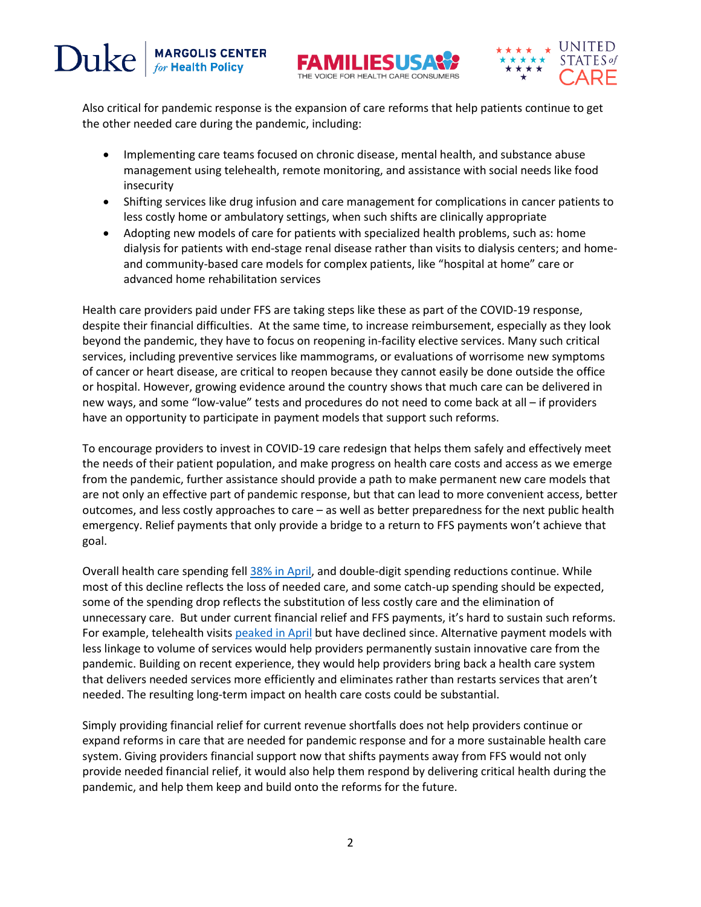Also critical for pandemic response is the expansion of care reforms that help patients continue to get the other needed care during the pandemic, including:

- Implementing care teams focused on chronic disease, mental health, and substance abuse management using telehealth, remote monitoring, and assistance with social needs like food insecurity
- Shifting services like drug infusion and care management for complications in cancer patients to less costly home or ambulatory settings, when such shifts are clinically appropriate
- Adopting new models of care for patients with specialized health problems, such as: home dialysis for patients with end-stage renal disease rather than visits to dialysis centers; and home- and community-based care models for complex patients, like "hospital at home" care or advanced home rehabilitation services

Health care providers paid under FFS are taking steps like these as part of the COVID-19 response, despite their financial difficulties. At the same time, to increase reimbursement, especially as they look beyond the pandemic, they have to focus on reopening in-facility elective services. Many such critical services, including preventive services like mammograms, or evaluations of worrisome new symptoms of cancer or heart disease, are critical to reopen because they cannot easily be done outside the office or hospital. However, growing evidence around the country shows that much care can be delivered in new ways, and some "low-value" tests and procedures do not need to come back at all – if providers have an opportunity to participate in payment models that support such reforms.

To encourage providers to invest in COVID-19 care redesign that helps them safely and effectively meet the needs of their patient population, and make progress on health care costs and access as we emerge from the pandemic, further assistance should provide a path to make permanent new care models that are not only an effective part of pandemic response, but that can lead to more convenient access, better outcomes, and less costly approaches to care – as well as better preparedness for the next public health emergency. Relief payments that only provide a bridge to a return to FFS payments won't achieve that goal.

Overall health care spending fell 38% in April, and double-digit spending reductions continue. While most of this decline reflects the loss of needed care, and some catch-up spending should be expected, some of the spending drop reflects the substitution of less costly care and the elimination of unnecessary care. But under current financial relief and FFS payments, it's hard to sustain such reforms. For example, telehealth visits peaked in April but have declined since. Alternative payment models with less linkage to volume of services would help providers permanently sustain innovative care from the pandemic. Building on recent experience, they would help providers bring back a health care system that delivers needed services more efficiently and eliminates rather than restarts services that aren't needed. The resulting long-term impact on health care costs could be substantial.

Simply providing financial relief for current revenue shortfalls does not help providers continue or expand reforms in care that are needed for pandemic response and for a more sustainable health care system. Giving providers financial support now that shifts payments away from FFS would not only provide needed financial relief, it would also help them respond by delivering critical health during the pandemic, and help them keep and build onto the reforms for the future.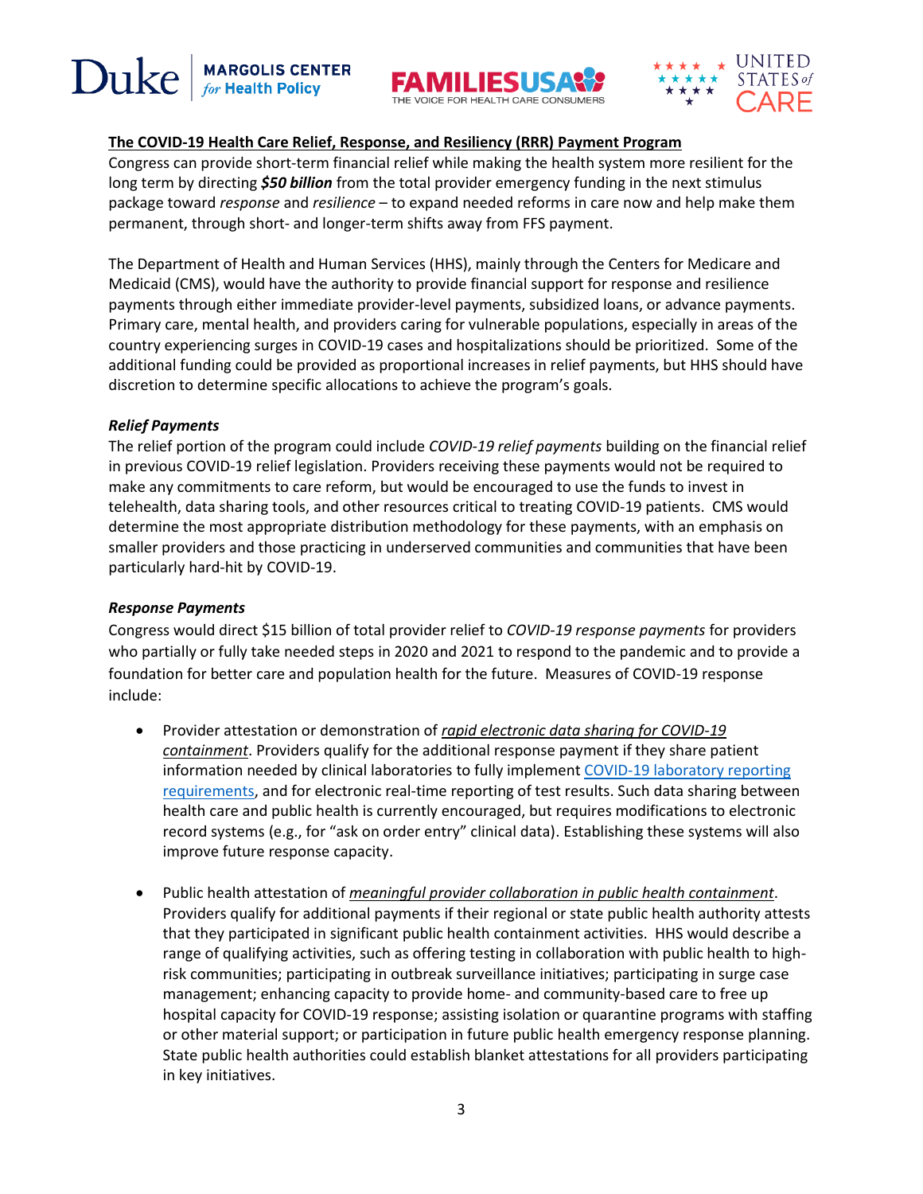**The COVID-19 Health Care Relief, Response, and Resiliency (RRR) Payment Program**

Congress can provide short-term financial relief while making the health system more resilient for the long term by directing ***$50 billion*** from the total provider emergency funding in the next stimulus package toward *response* and *resilience* – to expand needed reforms in care now and help make them permanent, through short- and longer-term shifts away from FFS payment.

The Department of Health and Human Services (HHS), mainly through the Centers for Medicare and Medicaid (CMS), would have the authority to provide financial support for response and resilience payments through either immediate provider-level payments, subsidized loans, or advance payments. Primary care, mental health, and providers caring for vulnerable populations, especially in areas of the country experiencing surges in COVID-19 cases and hospitalizations should be prioritized. Some of the additional funding could be provided as proportional increases in relief payments, but HHS should have discretion to determine specific allocations to achieve the program's goals.

***Relief Payments***

The relief portion of the program could include *COVID-19 relief payments* building on the financial relief in previous COVID-19 relief legislation. Providers receiving these payments would not be required to make any commitments to care reform, but would be encouraged to use the funds to invest in telehealth, data sharing tools, and other resources critical to treating COVID-19 patients. CMS would determine the most appropriate distribution methodology for these payments, with an emphasis on smaller providers and those practicing in underserved communities and communities that have been particularly hard-hit by COVID-19.

***Response Payments***

Congress would direct $15 billion of total provider relief to *COVID-19 response payments* for providers who partially or fully take needed steps in 2020 and 2021 to respond to the pandemic and to provide a foundation for better care and population health for the future. Measures of COVID-19 response include:

- Provider attestation or demonstration of *rapid electronic data sharing for COVID-19 containment*. Providers qualify for the additional response payment if they share patient information needed by clinical laboratories to fully implement COVID-19 laboratory reporting requirements, and for electronic real-time reporting of test results. Such data sharing between health care and public health is currently encouraged, but requires modifications to electronic record systems (e.g., for "ask on order entry" clinical data). Establishing these systems will also improve future response capacity.

- Public health attestation of *meaningful provider collaboration in public health containment*. Providers qualify for additional payments if their regional or state public health authority attests that they participated in significant public health containment activities. HHS would describe a range of qualifying activities, such as offering testing in collaboration with public health to high-risk communities; participating in outbreak surveillance initiatives; participating in surge case management; enhancing capacity to provide home- and community-based care to free up hospital capacity for COVID-19 response; assisting isolation or quarantine programs with staffing or other material support; or participation in future public health emergency response planning. State public health authorities could establish blanket attestations for all providers participating in key initiatives.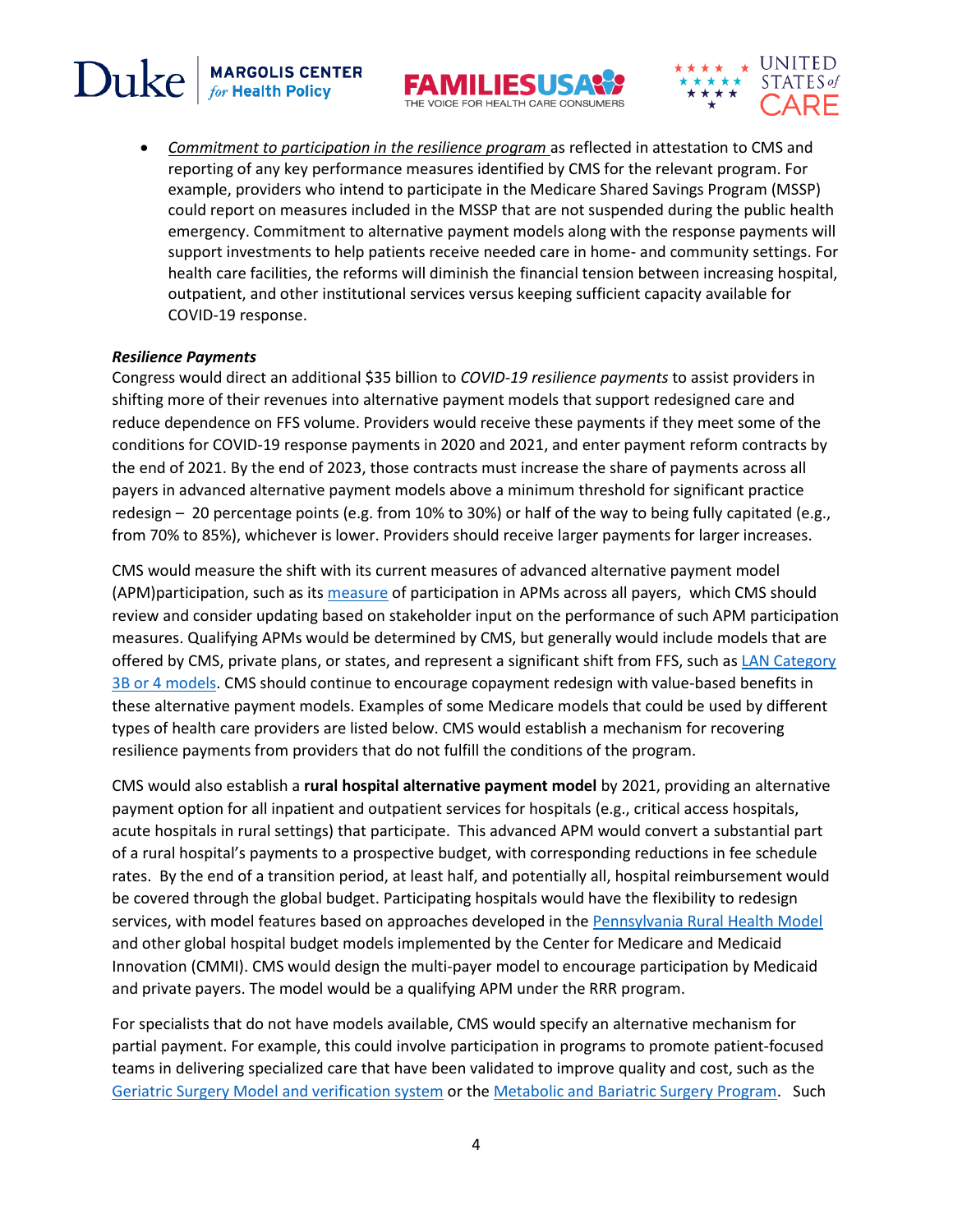- *Commitment to participation in the resilience program* as reflected in attestation to CMS and reporting of any key performance measures identified by CMS for the relevant program. For example, providers who intend to participate in the Medicare Shared Savings Program (MSSP) could report on measures included in the MSSP that are not suspended during the public health emergency. Commitment to alternative payment models along with the response payments will support investments to help patients receive needed care in home- and community settings. For health care facilities, the reforms will diminish the financial tension between increasing hospital, outpatient, and other institutional services versus keeping sufficient capacity available for COVID-19 response.

***Resilience Payments***

Congress would direct an additional $35 billion to *COVID-19 resilience payments* to assist providers in shifting more of their revenues into alternative payment models that support redesigned care and reduce dependence on FFS volume. Providers would receive these payments if they meet some of the conditions for COVID-19 response payments in 2020 and 2021, and enter payment reform contracts by the end of 2021. By the end of 2023, those contracts must increase the share of payments across all payers in advanced alternative payment models above a minimum threshold for significant practice redesign – 20 percentage points (e.g. from 10% to 30%) or half of the way to being fully capitated (e.g., from 70% to 85%), whichever is lower. Providers should receive larger payments for larger increases.

CMS would measure the shift with its current measures of advanced alternative payment model (APM)participation, such as its measure of participation in APMs across all payers, which CMS should review and consider updating based on stakeholder input on the performance of such APM participation measures. Qualifying APMs would be determined by CMS, but generally would include models that are offered by CMS, private plans, or states, and represent a significant shift from FFS, such as LAN Category 3B or 4 models. CMS should continue to encourage copayment redesign with value-based benefits in these alternative payment models. Examples of some Medicare models that could be used by different types of health care providers are listed below. CMS would establish a mechanism for recovering resilience payments from providers that do not fulfill the conditions of the program.

CMS would also establish a **rural hospital alternative payment model** by 2021, providing an alternative payment option for all inpatient and outpatient services for hospitals (e.g., critical access hospitals, acute hospitals in rural settings) that participate. This advanced APM would convert a substantial part of a rural hospital's payments to a prospective budget, with corresponding reductions in fee schedule rates. By the end of a transition period, at least half, and potentially all, hospital reimbursement would be covered through the global budget. Participating hospitals would have the flexibility to redesign services, with model features based on approaches developed in the Pennsylvania Rural Health Model and other global hospital budget models implemented by the Center for Medicare and Medicaid Innovation (CMMI). CMS would design the multi-payer model to encourage participation by Medicaid and private payers. The model would be a qualifying APM under the RRR program.

For specialists that do not have models available, CMS would specify an alternative mechanism for partial payment. For example, this could involve participation in programs to promote patient-focused teams in delivering specialized care that have been validated to improve quality and cost, such as the Geriatric Surgery Model and verification system or the Metabolic and Bariatric Surgery Program. Such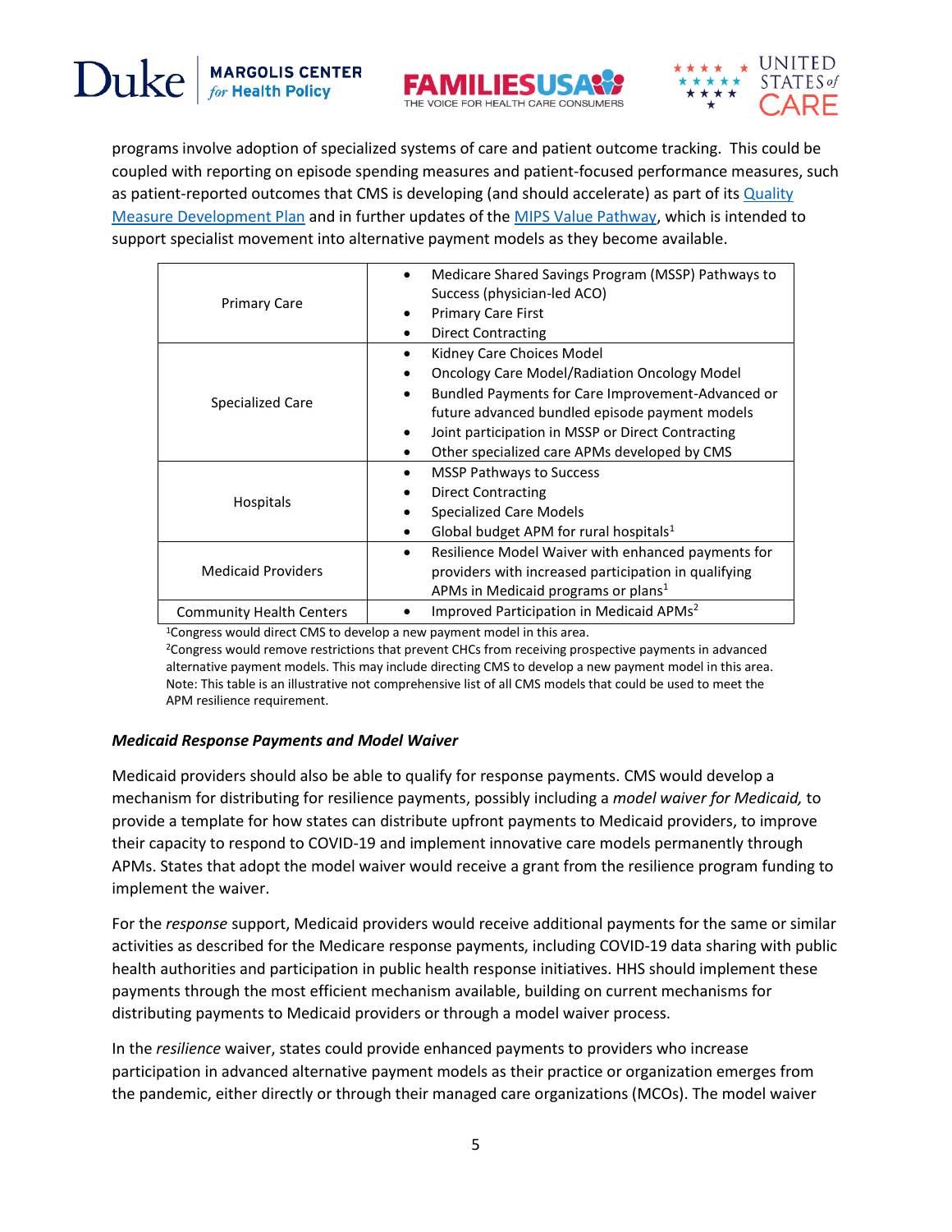programs involve adoption of specialized systems of care and patient outcome tracking. This could be coupled with reporting on episode spending measures and patient-focused performance measures, such as patient-reported outcomes that CMS is developing (and should accelerate) as part of its Quality Measure Development Plan and in further updates of the MIPS Value Pathway, which is intended to support specialist movement into alternative payment models as they become available.

| | |
|---|---|
| Primary Care | • Medicare Shared Savings Program (MSSP) Pathways to Success (physician-led ACO)<br>• Primary Care First<br>• Direct Contracting |
| Specialized Care | • Kidney Care Choices Model<br>• Oncology Care Model/Radiation Oncology Model<br>• Bundled Payments for Care Improvement-Advanced or future advanced bundled episode payment models<br>• Joint participation in MSSP or Direct Contracting<br>• Other specialized care APMs developed by CMS |
| Hospitals | • MSSP Pathways to Success<br>• Direct Contracting<br>• Specialized Care Models<br>• Global budget APM for rural hospitals[1] |
| Medicaid Providers | • Resilience Model Waiver with enhanced payments for providers with increased participation in qualifying APMs in Medicaid programs or plans[1] |
| Community Health Centers | • Improved Participation in Medicaid APMs[2] |

[1]Congress would direct CMS to develop a new payment model in this area.
[2]Congress would remove restrictions that prevent CHCs from receiving prospective payments in advanced alternative payment models. This may include directing CMS to develop a new payment model in this area.
Note: This table is an illustrative not comprehensive list of all CMS models that could be used to meet the APM resilience requirement.

***Medicaid Response Payments and Model Waiver***

Medicaid providers should also be able to qualify for response payments. CMS would develop a mechanism for distributing for resilience payments, possibly including a *model waiver for Medicaid,* to provide a template for how states can distribute upfront payments to Medicaid providers, to improve their capacity to respond to COVID-19 and implement innovative care models permanently through APMs. States that adopt the model waiver would receive a grant from the resilience program funding to implement the waiver.

For the *response* support, Medicaid providers would receive additional payments for the same or similar activities as described for the Medicare response payments, including COVID-19 data sharing with public health authorities and participation in public health response initiatives. HHS should implement these payments through the most efficient mechanism available, building on current mechanisms for distributing payments to Medicaid providers or through a model waiver process.

In the *resilience* waiver, states could provide enhanced payments to providers who increase participation in advanced alternative payment models as their practice or organization emerges from the pandemic, either directly or through their managed care organizations (MCOs). The model waiver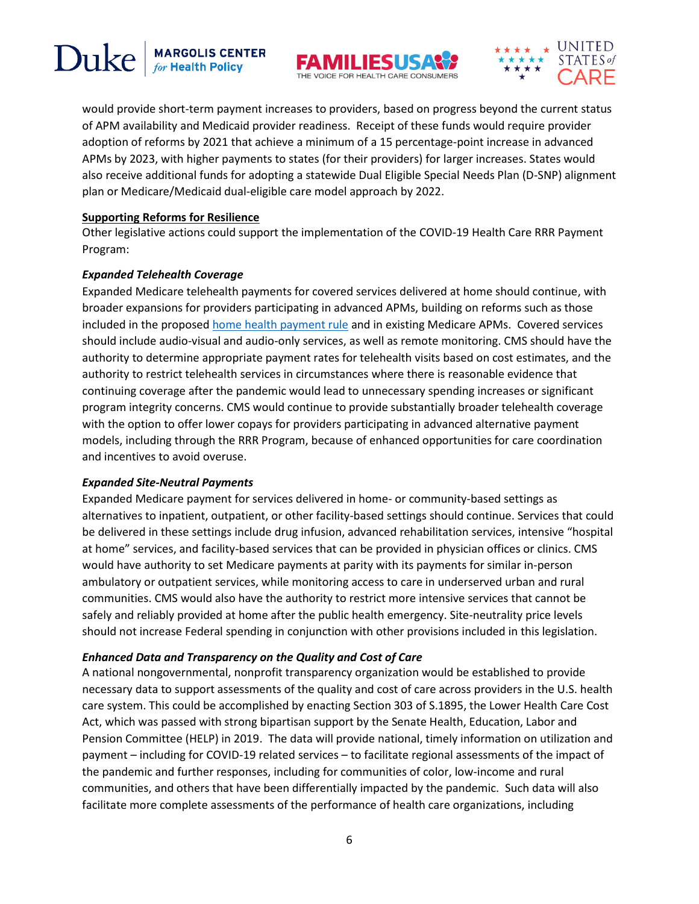would provide short-term payment increases to providers, based on progress beyond the current status of APM availability and Medicaid provider readiness. Receipt of these funds would require provider adoption of reforms by 2021 that achieve a minimum of a 15 percentage-point increase in advanced APMs by 2023, with higher payments to states (for their providers) for larger increases. States would also receive additional funds for adopting a statewide Dual Eligible Special Needs Plan (D-SNP) alignment plan or Medicare/Medicaid dual-eligible care model approach by 2022.

**Supporting Reforms for Resilience**

Other legislative actions could support the implementation of the COVID-19 Health Care RRR Payment Program:

***Expanded Telehealth Coverage***

Expanded Medicare telehealth payments for covered services delivered at home should continue, with broader expansions for providers participating in advanced APMs, building on reforms such as those included in the proposed home health payment rule and in existing Medicare APMs. Covered services should include audio-visual and audio-only services, as well as remote monitoring. CMS should have the authority to determine appropriate payment rates for telehealth visits based on cost estimates, and the authority to restrict telehealth services in circumstances where there is reasonable evidence that continuing coverage after the pandemic would lead to unnecessary spending increases or significant program integrity concerns. CMS would continue to provide substantially broader telehealth coverage with the option to offer lower copays for providers participating in advanced alternative payment models, including through the RRR Program, because of enhanced opportunities for care coordination and incentives to avoid overuse.

***Expanded Site-Neutral Payments***

Expanded Medicare payment for services delivered in home- or community-based settings as alternatives to inpatient, outpatient, or other facility-based settings should continue. Services that could be delivered in these settings include drug infusion, advanced rehabilitation services, intensive "hospital at home" services, and facility-based services that can be provided in physician offices or clinics. CMS would have authority to set Medicare payments at parity with its payments for similar in-person ambulatory or outpatient services, while monitoring access to care in underserved urban and rural communities. CMS would also have the authority to restrict more intensive services that cannot be safely and reliably provided at home after the public health emergency. Site-neutrality price levels should not increase Federal spending in conjunction with other provisions included in this legislation.

***Enhanced Data and Transparency on the Quality and Cost of Care***

A national nongovernmental, nonprofit transparency organization would be established to provide necessary data to support assessments of the quality and cost of care across providers in the U.S. health care system. This could be accomplished by enacting Section 303 of S.1895, the Lower Health Care Cost Act, which was passed with strong bipartisan support by the Senate Health, Education, Labor and Pension Committee (HELP) in 2019. The data will provide national, timely information on utilization and payment – including for COVID-19 related services – to facilitate regional assessments of the impact of the pandemic and further responses, including for communities of color, low-income and rural communities, and others that have been differentially impacted by the pandemic. Such data will also facilitate more complete assessments of the performance of health care organizations, including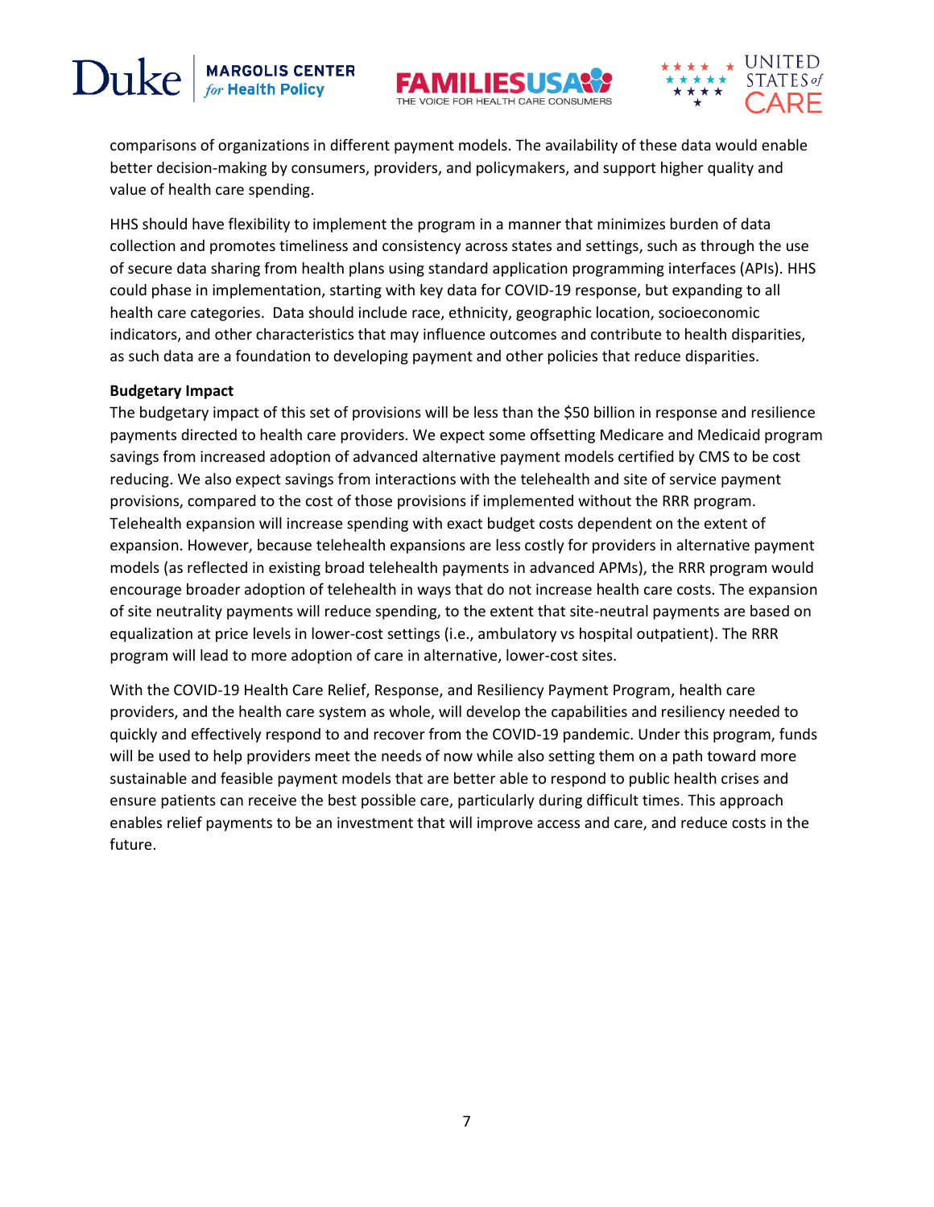comparisons of organizations in different payment models. The availability of these data would enable better decision-making by consumers, providers, and policymakers, and support higher quality and value of health care spending.

HHS should have flexibility to implement the program in a manner that minimizes burden of data collection and promotes timeliness and consistency across states and settings, such as through the use of secure data sharing from health plans using standard application programming interfaces (APIs). HHS could phase in implementation, starting with key data for COVID-19 response, but expanding to all health care categories. Data should include race, ethnicity, geographic location, socioeconomic indicators, and other characteristics that may influence outcomes and contribute to health disparities, as such data are a foundation to developing payment and other policies that reduce disparities.

**Budgetary Impact**

The budgetary impact of this set of provisions will be less than the $50 billion in response and resilience payments directed to health care providers. We expect some offsetting Medicare and Medicaid program savings from increased adoption of advanced alternative payment models certified by CMS to be cost reducing. We also expect savings from interactions with the telehealth and site of service payment provisions, compared to the cost of those provisions if implemented without the RRR program. Telehealth expansion will increase spending with exact budget costs dependent on the extent of expansion. However, because telehealth expansions are less costly for providers in alternative payment models (as reflected in existing broad telehealth payments in advanced APMs), the RRR program would encourage broader adoption of telehealth in ways that do not increase health care costs. The expansion of site neutrality payments will reduce spending, to the extent that site-neutral payments are based on equalization at price levels in lower-cost settings (i.e., ambulatory vs hospital outpatient). The RRR program will lead to more adoption of care in alternative, lower-cost sites.

With the COVID-19 Health Care Relief, Response, and Resiliency Payment Program, health care providers, and the health care system as whole, will develop the capabilities and resiliency needed to quickly and effectively respond to and recover from the COVID-19 pandemic. Under this program, funds will be used to help providers meet the needs of now while also setting them on a path toward more sustainable and feasible payment models that are better able to respond to public health crises and ensure patients can receive the best possible care, particularly during difficult times. This approach enables relief payments to be an investment that will improve access and care, and reduce costs in the future.